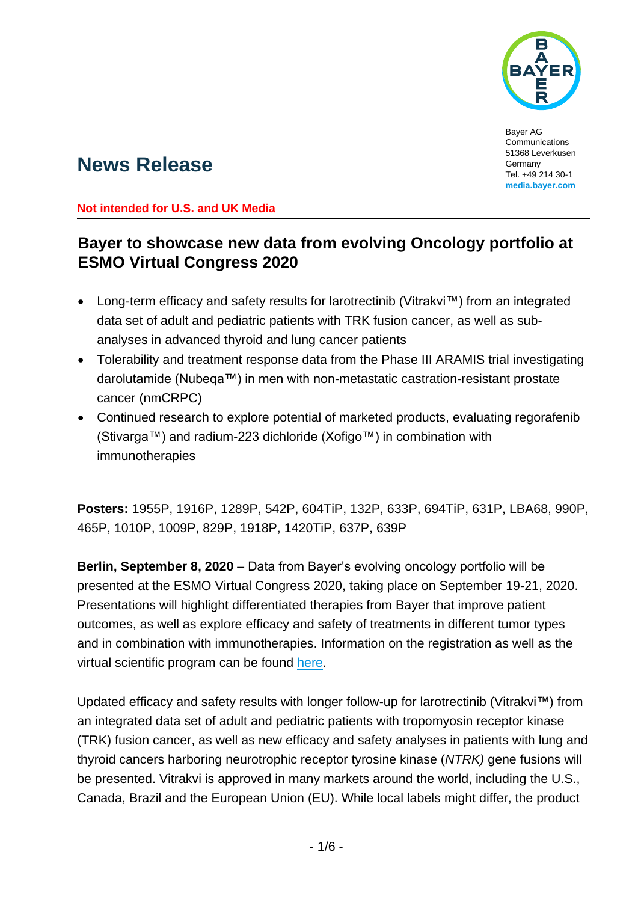Bayer AG
Communications
51368 Leverkusen
Germany
Tel. +49 214 30-1
**media.bayer.com**

# News Release

**Not intended for U.S. and UK Media**

## Bayer to showcase new data from evolving Oncology portfolio at ESMO Virtual Congress 2020

- Long-term efficacy and safety results for larotrectinib (Vitrakvi™) from an integrated data set of adult and pediatric patients with TRK fusion cancer, as well as sub-analyses in advanced thyroid and lung cancer patients
- Tolerability and treatment response data from the Phase III ARAMIS trial investigating darolutamide (Nubeqa™) in men with non-metastatic castration-resistant prostate cancer (nmCRPC)
- Continued research to explore potential of marketed products, evaluating regorafenib (Stivarga™) and radium-223 dichloride (Xofigo™) in combination with immunotherapies

---

**Posters:** 1955P, 1916P, 1289P, 542P, 604TiP, 132P, 633P, 694TiP, 631P, LBA68, 990P, 465P, 1010P, 1009P, 829P, 1918P, 1420TiP, 637P, 639P

**Berlin, September 8, 2020** – Data from Bayer's evolving oncology portfolio will be presented at the ESMO Virtual Congress 2020, taking place on September 19-21, 2020. Presentations will highlight differentiated therapies from Bayer that improve patient outcomes, as well as explore efficacy and safety of treatments in different tumor types and in combination with immunotherapies. Information on the registration as well as the virtual scientific program can be found here.

Updated efficacy and safety results with longer follow-up for larotrectinib (Vitrakvi™) from an integrated data set of adult and pediatric patients with tropomyosin receptor kinase (TRK) fusion cancer, as well as new efficacy and safety analyses in patients with lung and thyroid cancers harboring neurotrophic receptor tyrosine kinase (*NTRK)* gene fusions will be presented. Vitrakvi is approved in many markets around the world, including the U.S., Canada, Brazil and the European Union (EU). While local labels might differ, the product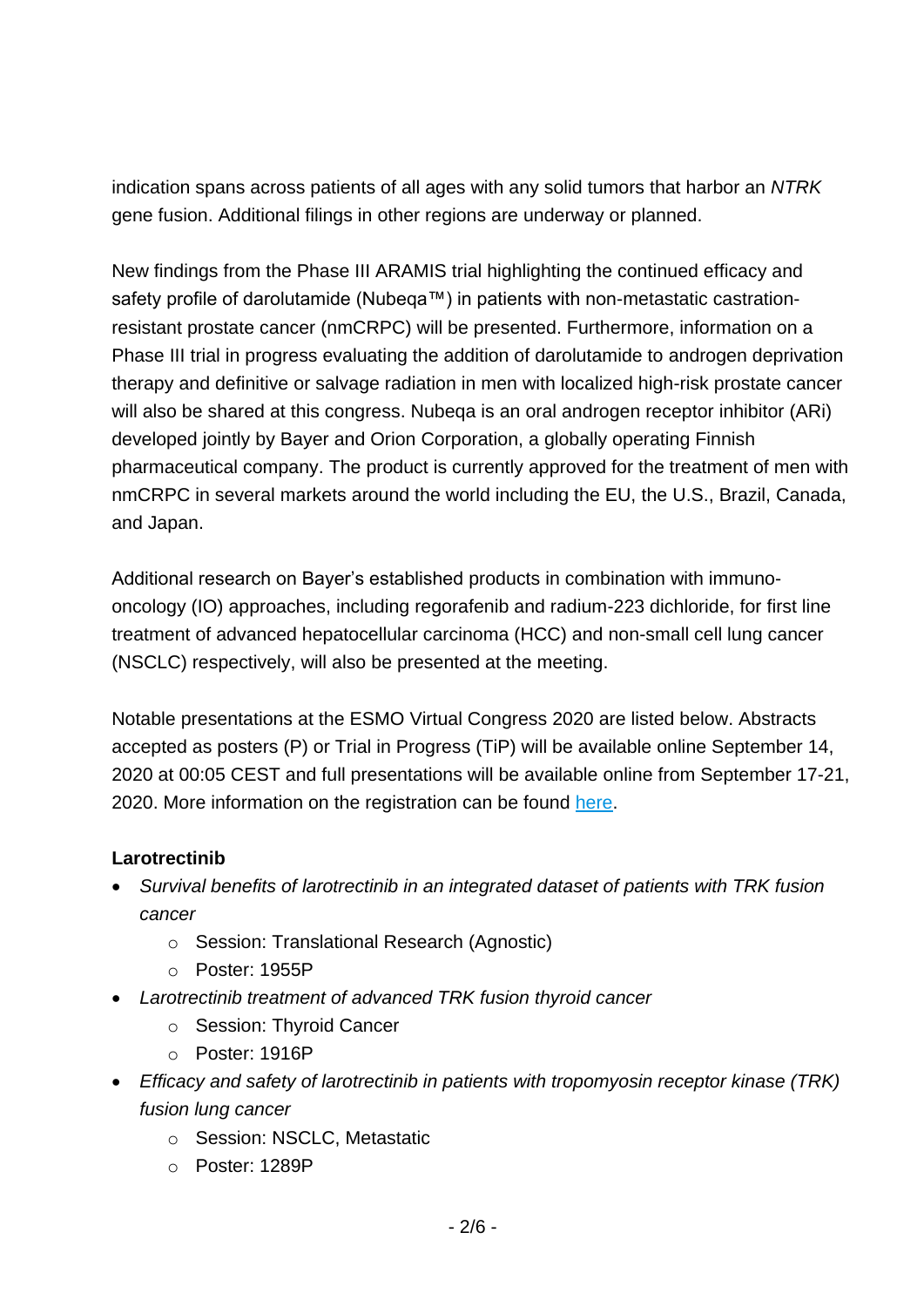indication spans across patients of all ages with any solid tumors that harbor an *NTRK* gene fusion. Additional filings in other regions are underway or planned.

New findings from the Phase III ARAMIS trial highlighting the continued efficacy and safety profile of darolutamide (Nubeqa™) in patients with non-metastatic castration-resistant prostate cancer (nmCRPC) will be presented. Furthermore, information on a Phase III trial in progress evaluating the addition of darolutamide to androgen deprivation therapy and definitive or salvage radiation in men with localized high-risk prostate cancer will also be shared at this congress. Nubeqa is an oral androgen receptor inhibitor (ARi) developed jointly by Bayer and Orion Corporation, a globally operating Finnish pharmaceutical company. The product is currently approved for the treatment of men with nmCRPC in several markets around the world including the EU, the U.S., Brazil, Canada, and Japan.

Additional research on Bayer's established products in combination with immuno-oncology (IO) approaches, including regorafenib and radium-223 dichloride, for first line treatment of advanced hepatocellular carcinoma (HCC) and non-small cell lung cancer (NSCLC) respectively, will also be presented at the meeting.

Notable presentations at the ESMO Virtual Congress 2020 are listed below. Abstracts accepted as posters (P) or Trial in Progress (TiP) will be available online September 14, 2020 at 00:05 CEST and full presentations will be available online from September 17-21, 2020. More information on the registration can be found here.

**Larotrectinib**

- *Survival benefits of larotrectinib in an integrated dataset of patients with TRK fusion cancer*
  - Session: Translational Research (Agnostic)
  - Poster: 1955P
- *Larotrectinib treatment of advanced TRK fusion thyroid cancer*
  - Session: Thyroid Cancer
  - Poster: 1916P
- *Efficacy and safety of larotrectinib in patients with tropomyosin receptor kinase (TRK) fusion lung cancer*
  - Session: NSCLC, Metastatic
  - Poster: 1289P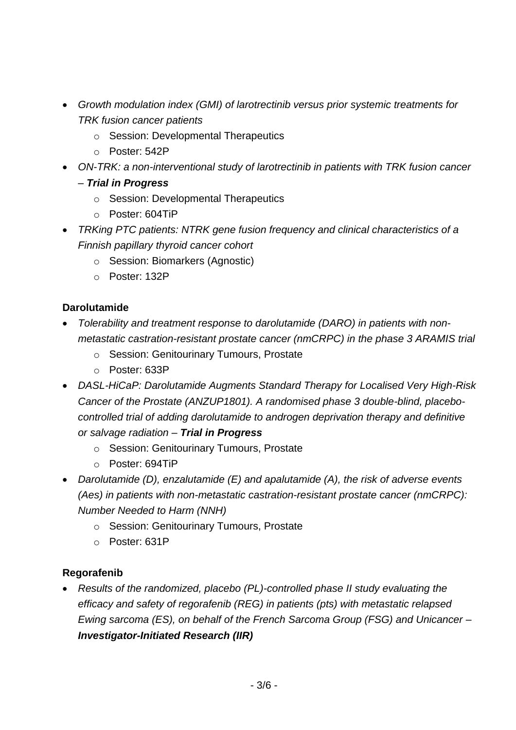- *Growth modulation index (GMI) of larotrectinib versus prior systemic treatments for TRK fusion cancer patients*
    - Session: Developmental Therapeutics
    - Poster: 542P
- *ON-TRK: a non-interventional study of larotrectinib in patients with TRK fusion cancer –* ***Trial in Progress***
    - Session: Developmental Therapeutics
    - Poster: 604TiP
- *TRKing PTC patients: NTRK gene fusion frequency and clinical characteristics of a Finnish papillary thyroid cancer cohort*
    - Session: Biomarkers (Agnostic)
    - Poster: 132P

**Darolutamide**

- *Tolerability and treatment response to darolutamide (DARO) in patients with non-metastatic castration-resistant prostate cancer (nmCRPC) in the phase 3 ARAMIS trial*
    - Session: Genitourinary Tumours, Prostate
    - Poster: 633P
- *DASL-HiCaP: Darolutamide Augments Standard Therapy for Localised Very High-Risk Cancer of the Prostate (ANZUP1801). A randomised phase 3 double-blind, placebo-controlled trial of adding darolutamide to androgen deprivation therapy and definitive or salvage radiation –* ***Trial in Progress***
    - Session: Genitourinary Tumours, Prostate
    - Poster: 694TiP
- *Darolutamide (D), enzalutamide (E) and apalutamide (A), the risk of adverse events (Aes) in patients with non-metastatic castration-resistant prostate cancer (nmCRPC): Number Needed to Harm (NNH)*
    - Session: Genitourinary Tumours, Prostate
    - Poster: 631P

**Regorafenib**

- *Results of the randomized, placebo (PL)-controlled phase II study evaluating the efficacy and safety of regorafenib (REG) in patients (pts) with metastatic relapsed Ewing sarcoma (ES), on behalf of the French Sarcoma Group (FSG) and Unicancer –* ***Investigator-Initiated Research (IIR)***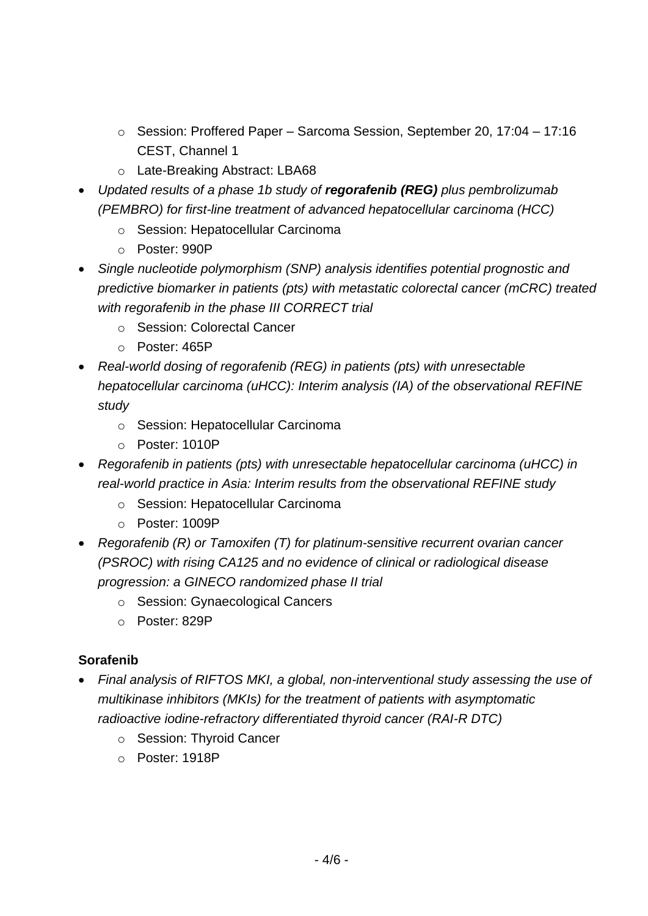- Session: Proffered Paper – Sarcoma Session, September 20, 17:04 – 17:16 CEST, Channel 1
    - Late-Breaking Abstract: LBA68
- *Updated results of a phase 1b study of **regorafenib (REG)** plus pembrolizumab (PEMBRO) for first-line treatment of advanced hepatocellular carcinoma (HCC)*
    - Session: Hepatocellular Carcinoma
    - Poster: 990P
- *Single nucleotide polymorphism (SNP) analysis identifies potential prognostic and predictive biomarker in patients (pts) with metastatic colorectal cancer (mCRC) treated with regorafenib in the phase III CORRECT trial*
    - Session: Colorectal Cancer
    - Poster: 465P
- *Real-world dosing of regorafenib (REG) in patients (pts) with unresectable hepatocellular carcinoma (uHCC): Interim analysis (IA) of the observational REFINE study*
    - Session: Hepatocellular Carcinoma
    - Poster: 1010P
- *Regorafenib in patients (pts) with unresectable hepatocellular carcinoma (uHCC) in real-world practice in Asia: Interim results from the observational REFINE study*
    - Session: Hepatocellular Carcinoma
    - Poster: 1009P
- *Regorafenib (R) or Tamoxifen (T) for platinum-sensitive recurrent ovarian cancer (PSROC) with rising CA125 and no evidence of clinical or radiological disease progression: a GINECO randomized phase II trial*
    - Session: Gynaecological Cancers
    - Poster: 829P

**Sorafenib**

- *Final analysis of RIFTOS MKI, a global, non-interventional study assessing the use of multikinase inhibitors (MKIs) for the treatment of patients with asymptomatic radioactive iodine-refractory differentiated thyroid cancer (RAI-R DTC)*
    - Session: Thyroid Cancer
    - Poster: 1918P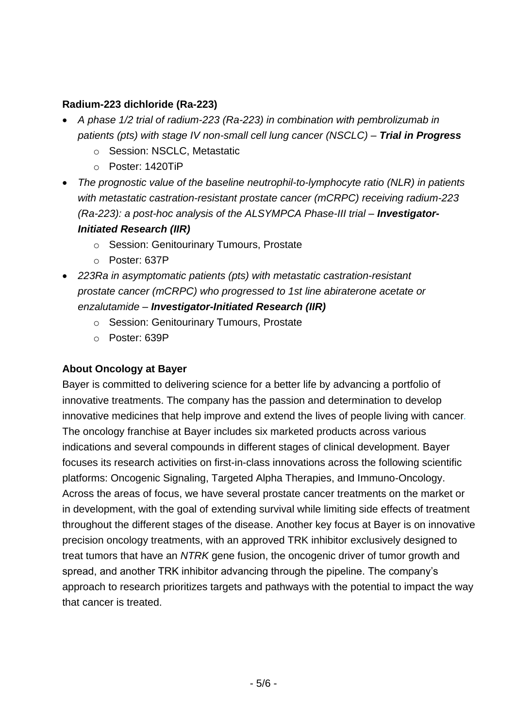**Radium-223 dichloride (Ra-223)**

- *A phase 1/2 trial of radium-223 (Ra-223) in combination with pembrolizumab in patients (pts) with stage IV non-small cell lung cancer (NSCLC) –* ***Trial in Progress***
  - Session: NSCLC, Metastatic
  - Poster: 1420TiP
- *The prognostic value of the baseline neutrophil-to-lymphocyte ratio (NLR) in patients with metastatic castration-resistant prostate cancer (mCRPC) receiving radium-223 (Ra-223): a post-hoc analysis of the ALSYMPCA Phase-III trial –* ***Investigator-Initiated Research (IIR)***
  - Session: Genitourinary Tumours, Prostate
  - Poster: 637P
- *223Ra in asymptomatic patients (pts) with metastatic castration-resistant prostate cancer (mCRPC) who progressed to 1st line abiraterone acetate or enzalutamide –* ***Investigator-Initiated Research (IIR)***
  - Session: Genitourinary Tumours, Prostate
  - Poster: 639P

**About Oncology at Bayer**

Bayer is committed to delivering science for a better life by advancing a portfolio of innovative treatments. The company has the passion and determination to develop innovative medicines that help improve and extend the lives of people living with cancer. The oncology franchise at Bayer includes six marketed products across various indications and several compounds in different stages of clinical development. Bayer focuses its research activities on first-in-class innovations across the following scientific platforms: Oncogenic Signaling, Targeted Alpha Therapies, and Immuno-Oncology. Across the areas of focus, we have several prostate cancer treatments on the market or in development, with the goal of extending survival while limiting side effects of treatment throughout the different stages of the disease. Another key focus at Bayer is on innovative precision oncology treatments, with an approved TRK inhibitor exclusively designed to treat tumors that have an *NTRK* gene fusion, the oncogenic driver of tumor growth and spread, and another TRK inhibitor advancing through the pipeline. The company's approach to research prioritizes targets and pathways with the potential to impact the way that cancer is treated.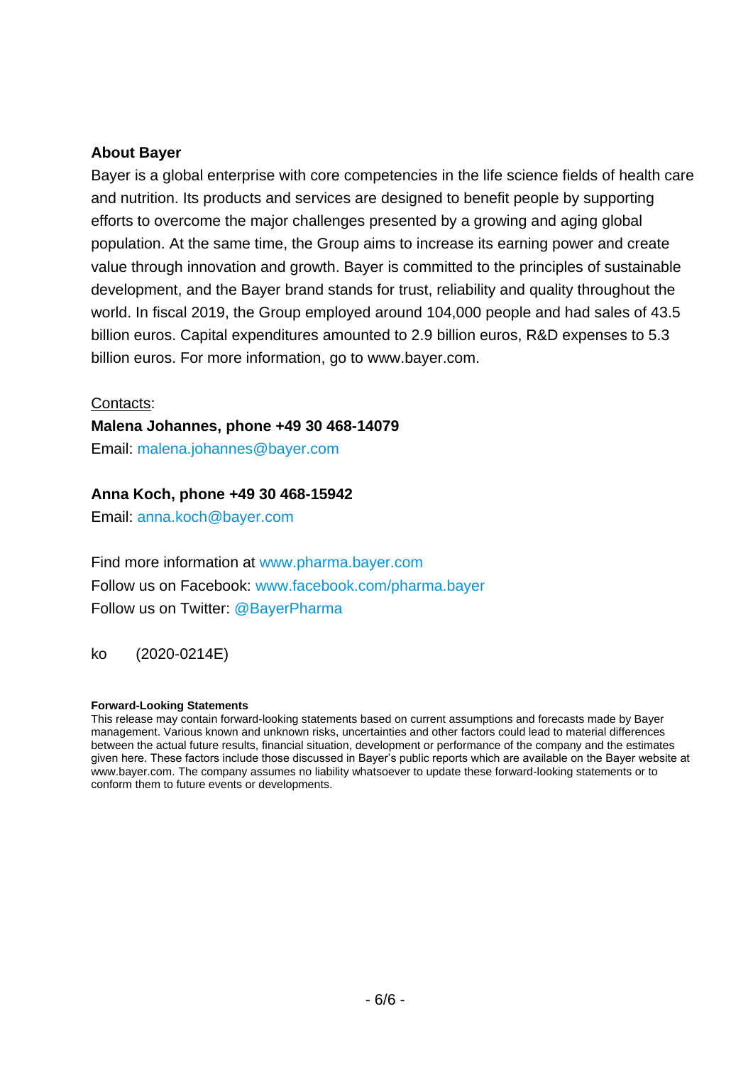**About Bayer**

Bayer is a global enterprise with core competencies in the life science fields of health care and nutrition. Its products and services are designed to benefit people by supporting efforts to overcome the major challenges presented by a growing and aging global population. At the same time, the Group aims to increase its earning power and create value through innovation and growth. Bayer is committed to the principles of sustainable development, and the Bayer brand stands for trust, reliability and quality throughout the world. In fiscal 2019, the Group employed around 104,000 people and had sales of 43.5 billion euros. Capital expenditures amounted to 2.9 billion euros, R&D expenses to 5.3 billion euros. For more information, go to www.bayer.com.

Contacts:

**Malena Johannes, phone +49 30 468-14079**
Email: malena.johannes@bayer.com

**Anna Koch, phone +49 30 468-15942**
Email: anna.koch@bayer.com

Find more information at www.pharma.bayer.com
Follow us on Facebook: www.facebook.com/pharma.bayer
Follow us on Twitter: @BayerPharma

ko (2020-0214E)

**Forward-Looking Statements**
This release may contain forward-looking statements based on current assumptions and forecasts made by Bayer management. Various known and unknown risks, uncertainties and other factors could lead to material differences between the actual future results, financial situation, development or performance of the company and the estimates given here. These factors include those discussed in Bayer's public reports which are available on the Bayer website at www.bayer.com. The company assumes no liability whatsoever to update these forward-looking statements or to conform them to future events or developments.